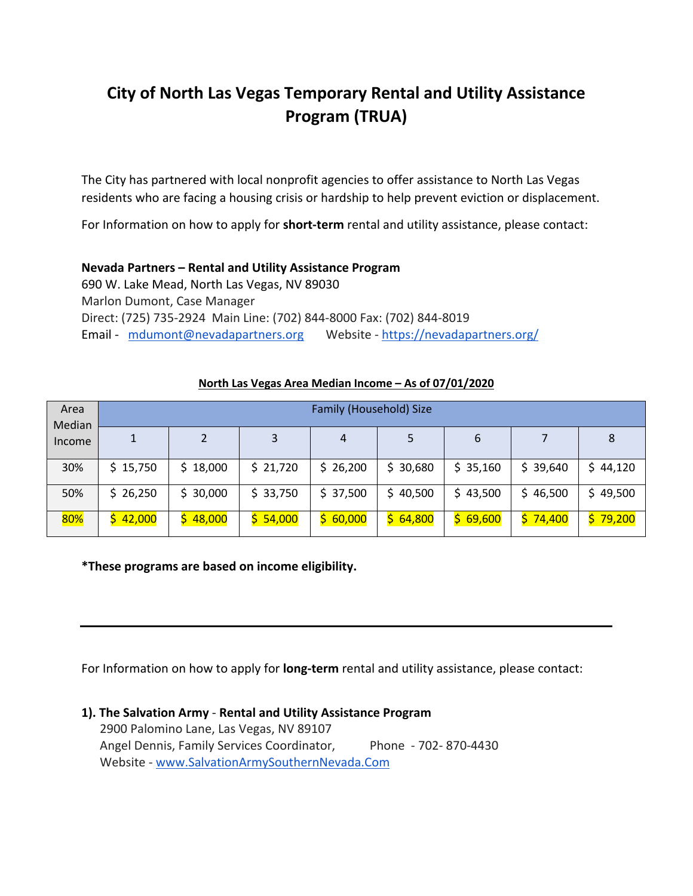# City of North Las Vegas Temporary Rental and Utility Assistance Program (TRUA)

The City has partnered with local nonprofit agencies to offer assistance to North Las Vegas residents who are facing a housing crisis or hardship to help prevent eviction or displacement.

For Information on how to apply for **short-term** rental and utility assistance, please contact:

**Nevada Partners – Rental and Utility Assistance Program**
690 W. Lake Mead, North Las Vegas, NV 89030
Marlon Dumont, Case Manager
Direct: (725) 735-2924 Main Line: (702) 844-8000 Fax: (702) 844-8019
Email - mdumont@nevadapartners.org Website - https://nevadapartners.org/

**North Las Vegas Area Median Income – As of 07/01/2020**

| Area Median Income | Family (Household) Size | | | | | | | |
|---|---|---|---|---|---|---|---|---|
| | 1 | 2 | 3 | 4 | 5 | 6 | 7 | 8 |
| 30% | $ 15,750 | $ 18,000 | $ 21,720 | $ 26,200 | $ 30,680 | $ 35,160 | $ 39,640 | $ 44,120 |
| 50% | $ 26,250 | $ 30,000 | $ 33,750 | $ 37,500 | $ 40,500 | $ 43,500 | $ 46,500 | $ 49,500 |
| 80% | $ 42,000 | $ 48,000 | $ 54,000 | $ 60,000 | $ 64,800 | $ 69,600 | $ 74,400 | $ 79,200 |

**\*These programs are based on income eligibility.**

---

For Information on how to apply for **long-term** rental and utility assistance, please contact:

**1). The Salvation Army** - **Rental and Utility Assistance Program**
2900 Palomino Lane, Las Vegas, NV 89107
Angel Dennis, Family Services Coordinator, Phone - 702- 870-4430
Website - www.SalvationArmySouthernNevada.Com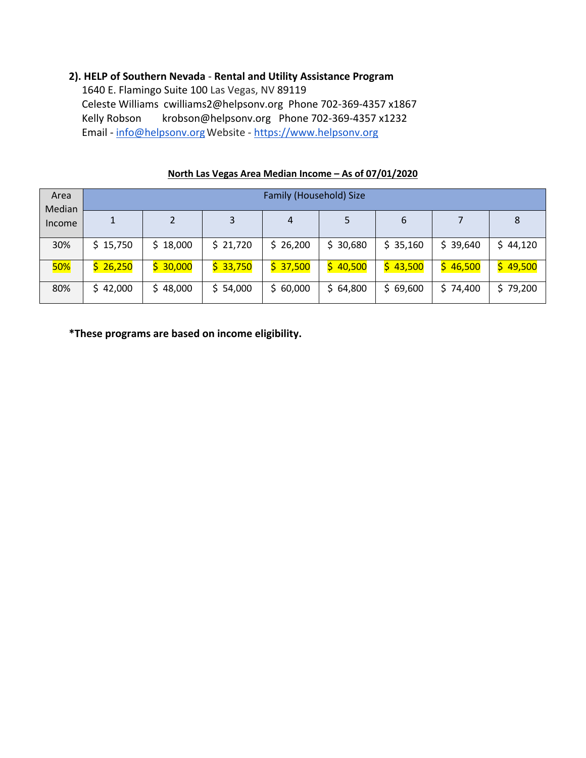**2). HELP of Southern Nevada - Rental and Utility Assistance Program**

1640 E. Flamingo Suite 100 Las Vegas, NV 89119
Celeste Williams cwilliams2@helpsonv.org Phone 702-369-4357 x1867
Kelly Robson krobson@helpsonv.org Phone 702-369-4357 x1232
Email - info@helpsonv.org Website - https://www.helpsonv.org

**North Las Vegas Area Median Income – As of 07/01/2020**

| Area Median Income | Family (Household) Size | | | | | | | |
|---|---|---|---|---|---|---|---|---|
| | 1 | 2 | 3 | 4 | 5 | 6 | 7 | 8 |
| 30% | $ 15,750 | $ 18,000 | $ 21,720 | $ 26,200 | $ 30,680 | $ 35,160 | $ 39,640 | $ 44,120 |
| 50% | $ 26,250 | $ 30,000 | $ 33,750 | $ 37,500 | $ 40,500 | $ 43,500 | $ 46,500 | $ 49,500 |
| 80% | $ 42,000 | $ 48,000 | $ 54,000 | $ 60,000 | $ 64,800 | $ 69,600 | $ 74,400 | $ 79,200 |

***These programs are based on income eligibility.**